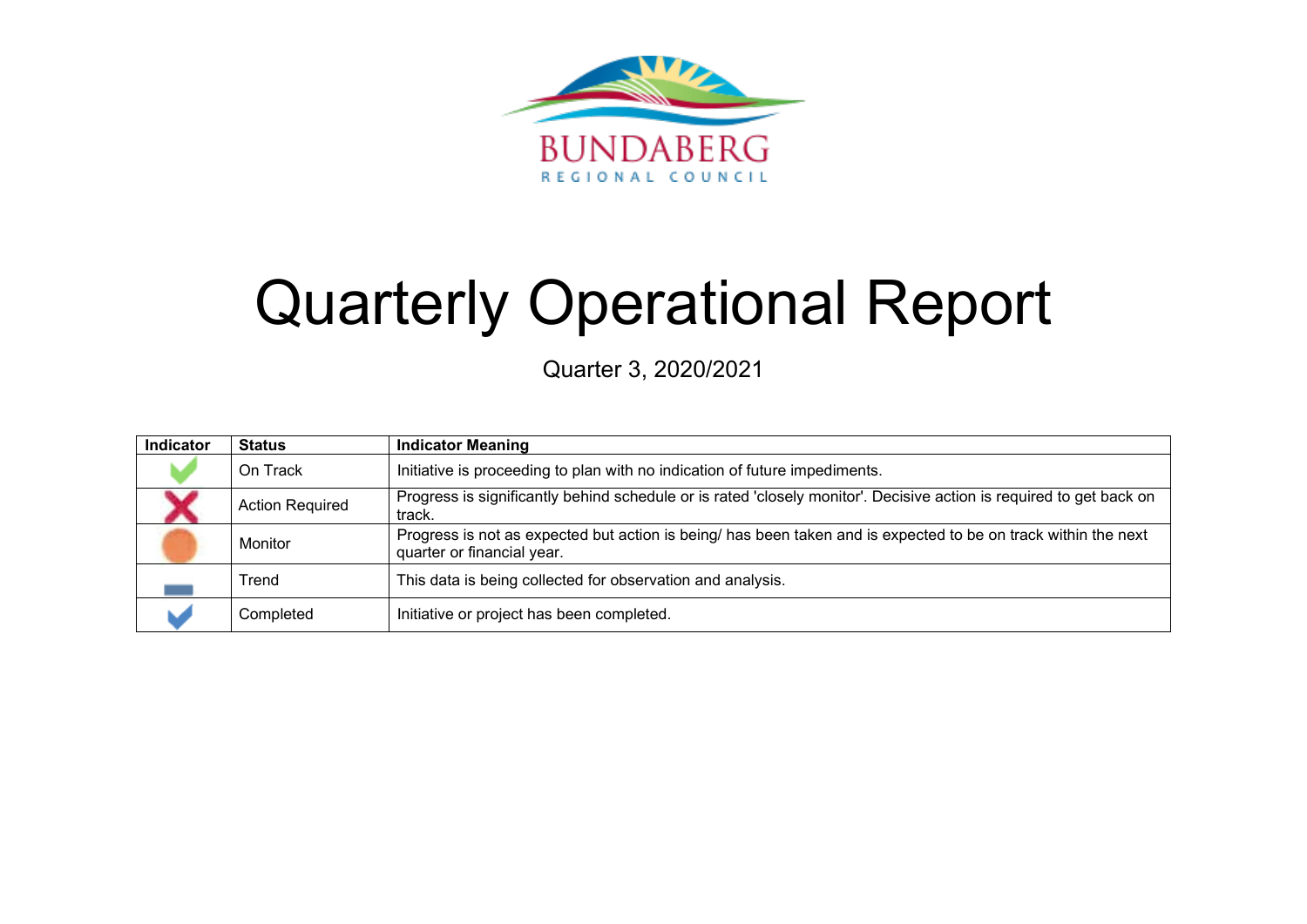BUNDABERG

REGIONAL COUNCIL

# Quarterly Operational Report

Quarter 3, 2020/2021

| Indicator | Status | Indicator Meaning |
|---|---|---|
| ✔ (green) | On Track | Initiative is proceeding to plan with no indication of future impediments. |
| ✘ | Action Required | Progress is significantly behind schedule or is rated 'closely monitor'. Decisive action is required to get back on track. |
| ● | Monitor | Progress is not as expected but action is being/ has been taken and is expected to be on track within the next quarter or financial year. |
| ▬ | Trend | This data is being collected for observation and analysis. |
| ✔ (blue) | Completed | Initiative or project has been completed. |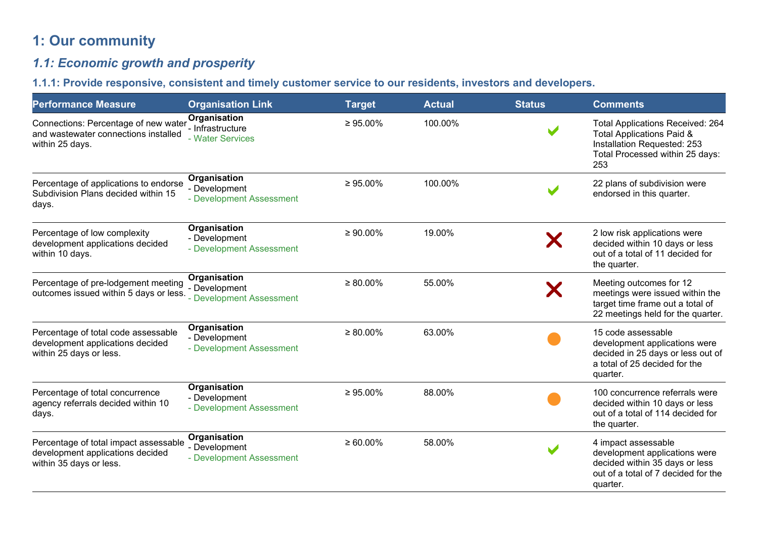# 1: Our community

## *1.1: Economic growth and prosperity*

### 1.1.1: Provide responsive, consistent and timely customer service to our residents, investors and developers.

| Performance Measure | Organisation Link | Target | Actual | Status | Comments |
|---|---|---|---|---|---|
| Connections: Percentage of new water and wastewater connections installed within 25 days. | **Organisation**<br>- Infrastructure<br>- Water Services | ≥ 95.00% | 100.00% | ✔ | Total Applications Received: 264<br>Total Applications Paid & Installation Requested: 253<br>Total Processed within 25 days: 253 |
| Percentage of applications to endorse Subdivision Plans decided within 15 days. | **Organisation**<br>- Development<br>- Development Assessment | ≥ 95.00% | 100.00% | ✔ | 22 plans of subdivision were endorsed in this quarter. |
| Percentage of low complexity development applications decided within 10 days. | **Organisation**<br>- Development<br>- Development Assessment | ≥ 90.00% | 19.00% | ✘ | 2 low risk applications were decided within 10 days or less out of a total of 11 decided for the quarter. |
| Percentage of pre-lodgement meeting outcomes issued within 5 days or less. | **Organisation**<br>- Development<br>- Development Assessment | ≥ 80.00% | 55.00% | ✘ | Meeting outcomes for 12 meetings were issued within the target time frame out a total of 22 meetings held for the quarter. |
| Percentage of total code assessable development applications decided within 25 days or less. | **Organisation**<br>- Development<br>- Development Assessment | ≥ 80.00% | 63.00% | ● | 15 code assessable development applications were decided in 25 days or less out of a total of 25 decided for the quarter. |
| Percentage of total concurrence agency referrals decided within 10 days. | **Organisation**<br>- Development<br>- Development Assessment | ≥ 95.00% | 88.00% | ● | 100 concurrence referrals were decided within 10 days or less out of a total of 114 decided for the quarter. |
| Percentage of total impact assessable development applications decided within 35 days or less. | **Organisation**<br>- Development<br>- Development Assessment | ≥ 60.00% | 58.00% | ✔ | 4 impact assessable development applications were decided within 35 days or less out of a total of 7 decided for the quarter. |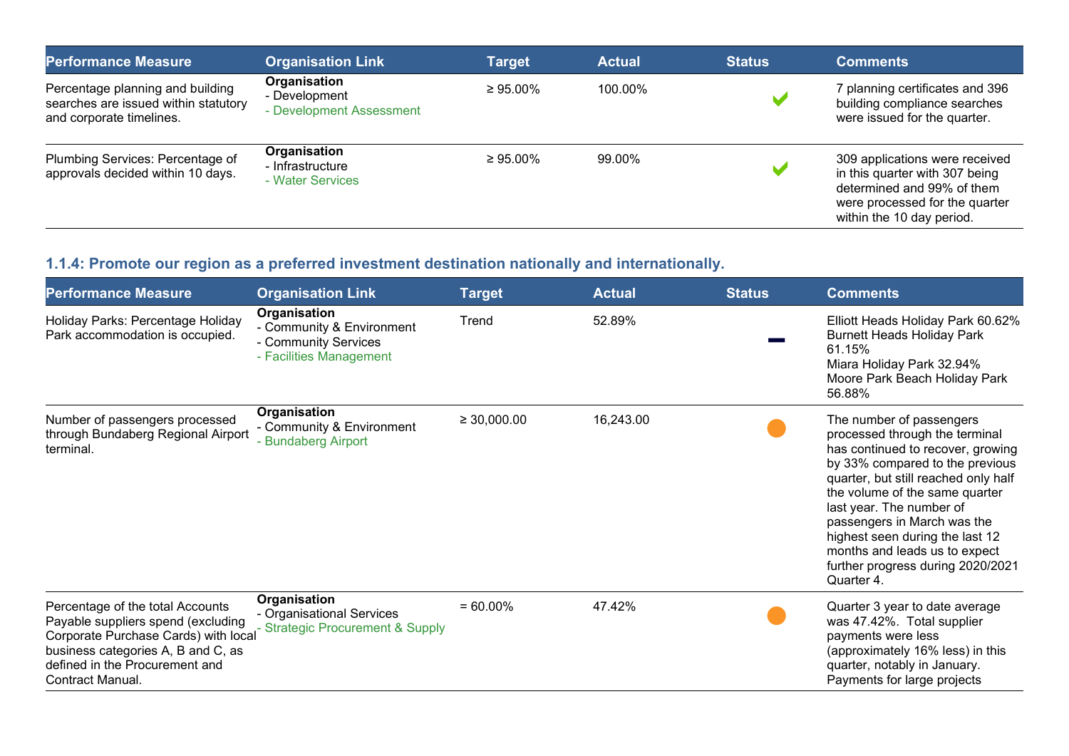| Performance Measure | Organisation Link | Target | Actual | Status | Comments |
|---|---|---|---|---|---|
| Percentage planning and building searches are issued within statutory and corporate timelines. | **Organisation**<br>- Development<br>- Development Assessment | ≥ 95.00% | 100.00% | ✔ | 7 planning certificates and 396 building compliance searches were issued for the quarter. |
| Plumbing Services: Percentage of approvals decided within 10 days. | **Organisation**<br>- Infrastructure<br>- Water Services | ≥ 95.00% | 99.00% | ✔ | 309 applications were received in this quarter with 307 being determined and 99% of them were processed for the quarter within the 10 day period. |

### 1.1.4: Promote our region as a preferred investment destination nationally and internationally.

| Performance Measure | Organisation Link | Target | Actual | Status | Comments |
|---|---|---|---|---|---|
| Holiday Parks: Percentage Holiday Park accommodation is occupied. | **Organisation**<br>- Community & Environment<br>- Community Services<br>- Facilities Management | Trend | 52.89% | – | Elliott Heads Holiday Park 60.62%<br>Burnett Heads Holiday Park 61.15%<br>Miara Holiday Park 32.94%<br>Moore Park Beach Holiday Park 56.88% |
| Number of passengers processed through Bundaberg Regional Airport terminal. | **Organisation**<br>- Community & Environment<br>- Bundaberg Airport | ≥ 30,000.00 | 16,243.00 | ● | The number of passengers processed through the terminal has continued to recover, growing by 33% compared to the previous quarter, but still reached only half the volume of the same quarter last year. The number of passengers in March was the highest seen during the last 12 months and leads us to expect further progress during 2020/2021 Quarter 4. |
| Percentage of the total Accounts Payable suppliers spend (excluding Corporate Purchase Cards) with local business categories A, B and C, as defined in the Procurement and Contract Manual. | **Organisation**<br>- Organisational Services<br>- Strategic Procurement & Supply | = 60.00% | 47.42% | ● | Quarter 3 year to date average was 47.42%. Total supplier payments were less (approximately 16% less) in this quarter, notably in January. Payments for large projects |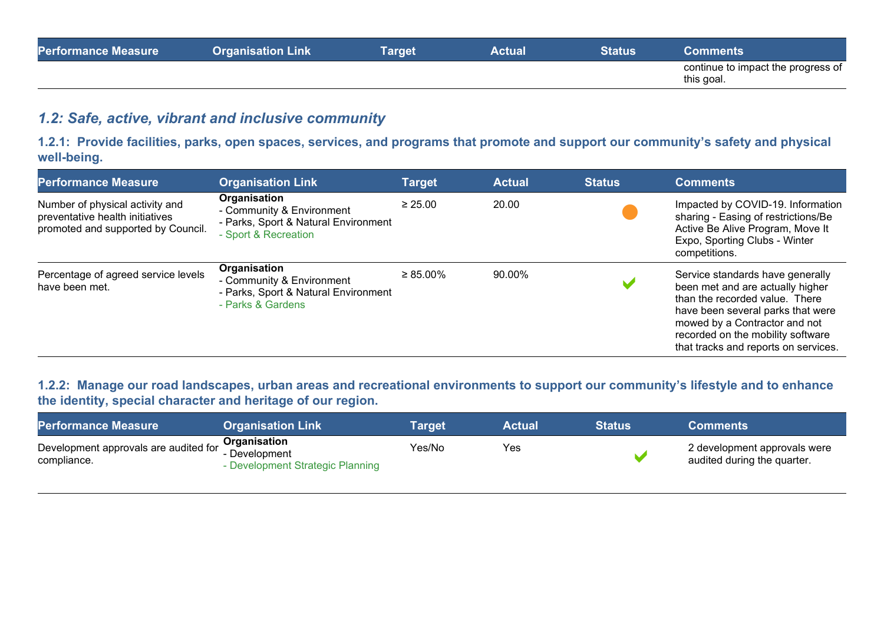| Performance Measure | Organisation Link | Target | Actual | Status | Comments |
|---|---|---|---|---|---|
| | | | | | continue to impact the progress of this goal. |

### *1.2: Safe, active, vibrant and inclusive community*

#### 1.2.1: Provide facilities, parks, open spaces, services, and programs that promote and support our community's safety and physical well-being.

| Performance Measure | Organisation Link | Target | Actual | Status | Comments |
|---|---|---|---|---|---|
| Number of physical activity and preventative health initiatives promoted and supported by Council. | **Organisation**<br>- Community & Environment<br>- Parks, Sport & Natural Environment<br>- Sport & Recreation | ≥ 25.00 | 20.00 | ● | Impacted by COVID-19. Information sharing - Easing of restrictions/Be Active Be Alive Program, Move It Expo, Sporting Clubs - Winter competitions. |
| Percentage of agreed service levels have been met. | **Organisation**<br>- Community & Environment<br>- Parks, Sport & Natural Environment<br>- Parks & Gardens | ≥ 85.00% | 90.00% | ✔ | Service standards have generally been met and are actually higher than the recorded value. There have been several parks that were mowed by a Contractor and not recorded on the mobility software that tracks and reports on services. |

#### 1.2.2: Manage our road landscapes, urban areas and recreational environments to support our community's lifestyle and to enhance the identity, special character and heritage of our region.

| Performance Measure | Organisation Link | Target | Actual | Status | Comments |
|---|---|---|---|---|---|
| Development approvals are audited for compliance. | **Organisation**<br>- Development<br>- Development Strategic Planning | Yes/No | Yes | ✔ | 2 development approvals were audited during the quarter. |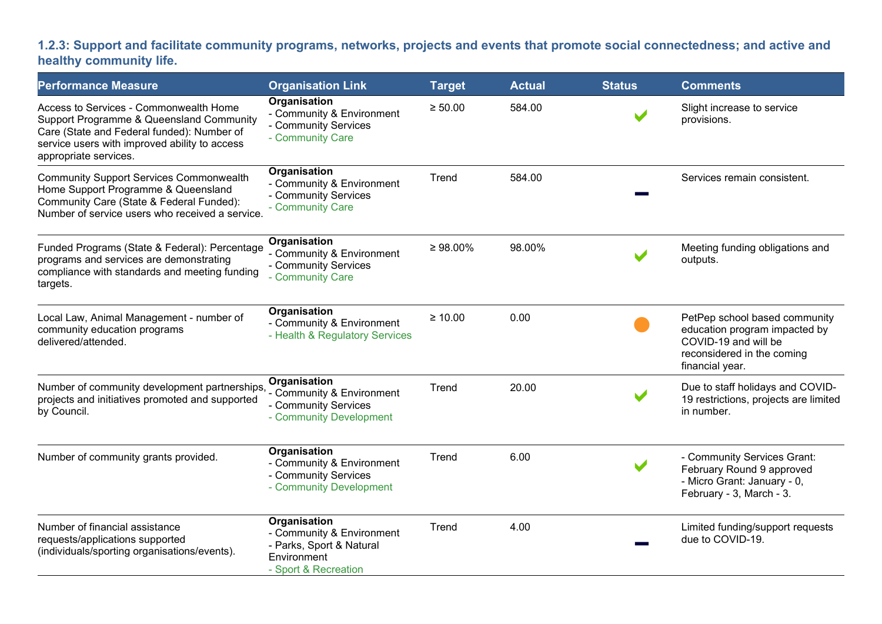### 1.2.3: Support and facilitate community programs, networks, projects and events that promote social connectedness; and active and healthy community life.

| Performance Measure | Organisation Link | Target | Actual | Status | Comments |
|---|---|---|---|---|---|
| Access to Services - Commonwealth Home Support Programme & Queensland Community Care (State and Federal funded): Number of service users with improved ability to access appropriate services. | **Organisation**<br>- Community & Environment<br>- Community Services<br>- Community Care | ≥ 50.00 | 584.00 | ✔ | Slight increase to service provisions. |
| Community Support Services Commonwealth Home Support Programme & Queensland Community Care (State & Federal Funded): Number of service users who received a service. | **Organisation**<br>- Community & Environment<br>- Community Services<br>- Community Care | Trend | 584.00 | — | Services remain consistent. |
| Funded Programs (State & Federal): Percentage programs and services are demonstrating compliance with standards and meeting funding targets. | **Organisation**<br>- Community & Environment<br>- Community Services<br>- Community Care | ≥ 98.00% | 98.00% | ✔ | Meeting funding obligations and outputs. |
| Local Law, Animal Management - number of community education programs delivered/attended. | **Organisation**<br>- Community & Environment<br>- Health & Regulatory Services | ≥ 10.00 | 0.00 | ● | PetPep school based community education program impacted by COVID-19 and will be reconsidered in the coming financial year. |
| Number of community development partnerships, projects and initiatives promoted and supported by Council. | **Organisation**<br>- Community & Environment<br>- Community Services<br>- Community Development | Trend | 20.00 | ✔ | Due to staff holidays and COVID-19 restrictions, projects are limited in number. |
| Number of community grants provided. | **Organisation**<br>- Community & Environment<br>- Community Services<br>- Community Development | Trend | 6.00 | ✔ | - Community Services Grant: February Round 9 approved<br>- Micro Grant: January - 0, February - 3, March - 3. |
| Number of financial assistance requests/applications supported (individuals/sporting organisations/events). | **Organisation**<br>- Community & Environment<br>- Parks, Sport & Natural Environment<br>- Sport & Recreation | Trend | 4.00 | — | Limited funding/support requests due to COVID-19. |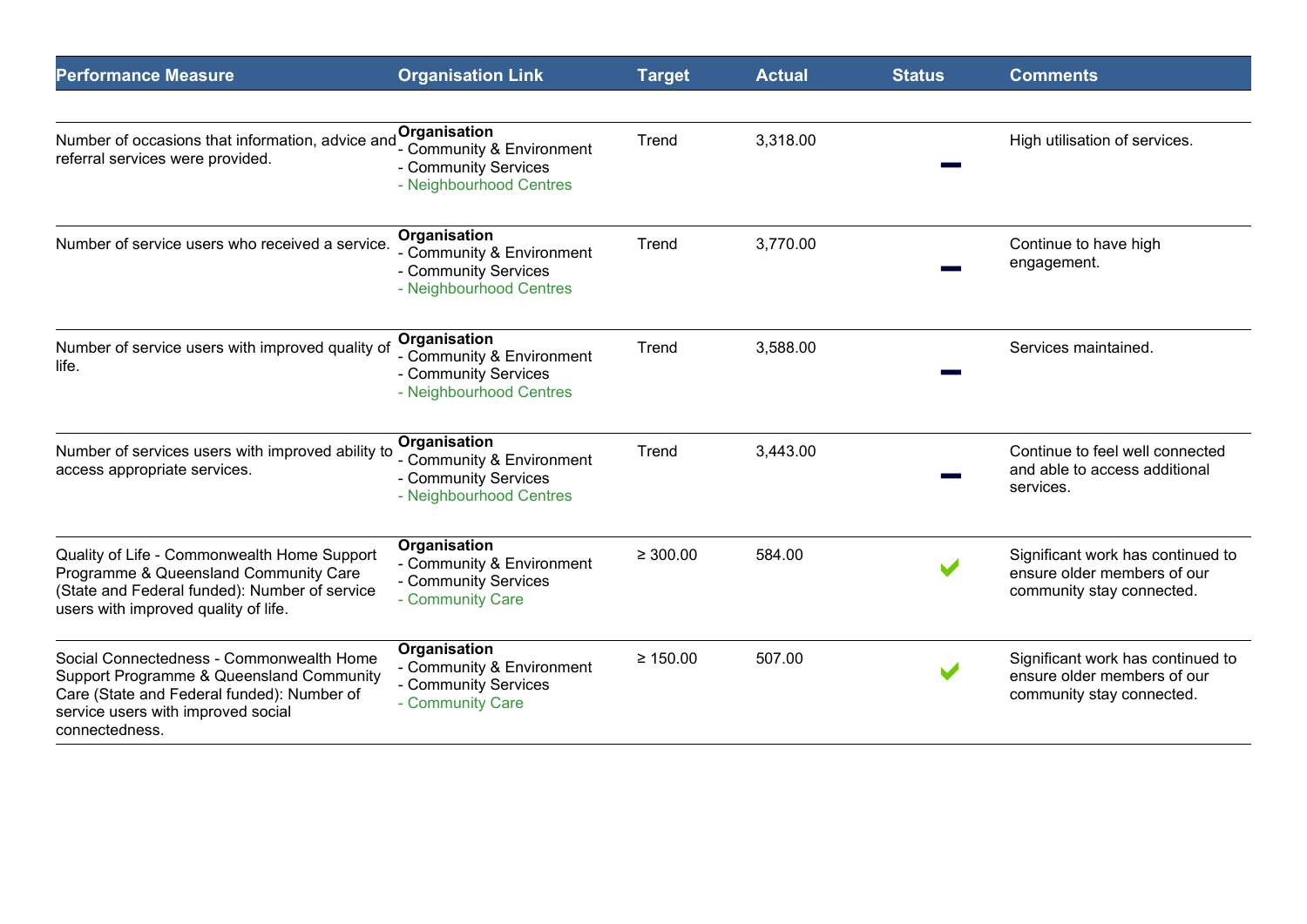| Performance Measure | Organisation Link | Target | Actual | Status | Comments |
|---|---|---|---|---|---|
| Number of occasions that information, advice and referral services were provided. | **Organisation**<br>- Community & Environment<br>- Community Services<br>- Neighbourhood Centres | Trend | 3,318.00 | — | High utilisation of services. |
| Number of service users who received a service. | **Organisation**<br>- Community & Environment<br>- Community Services<br>- Neighbourhood Centres | Trend | 3,770.00 | — | Continue to have high engagement. |
| Number of service users with improved quality of life. | **Organisation**<br>- Community & Environment<br>- Community Services<br>- Neighbourhood Centres | Trend | 3,588.00 | — | Services maintained. |
| Number of services users with improved ability to access appropriate services. | **Organisation**<br>- Community & Environment<br>- Community Services<br>- Neighbourhood Centres | Trend | 3,443.00 | — | Continue to feel well connected and able to access additional services. |
| Quality of Life - Commonwealth Home Support Programme & Queensland Community Care (State and Federal funded): Number of service users with improved quality of life. | **Organisation**<br>- Community & Environment<br>- Community Services<br>- Community Care | ≥ 300.00 | 584.00 | ✔ | Significant work has continued to ensure older members of our community stay connected. |
| Social Connectedness - Commonwealth Home Support Programme & Queensland Community Care (State and Federal funded): Number of service users with improved social connectedness. | **Organisation**<br>- Community & Environment<br>- Community Services<br>- Community Care | ≥ 150.00 | 507.00 | ✔ | Significant work has continued to ensure older members of our community stay connected. |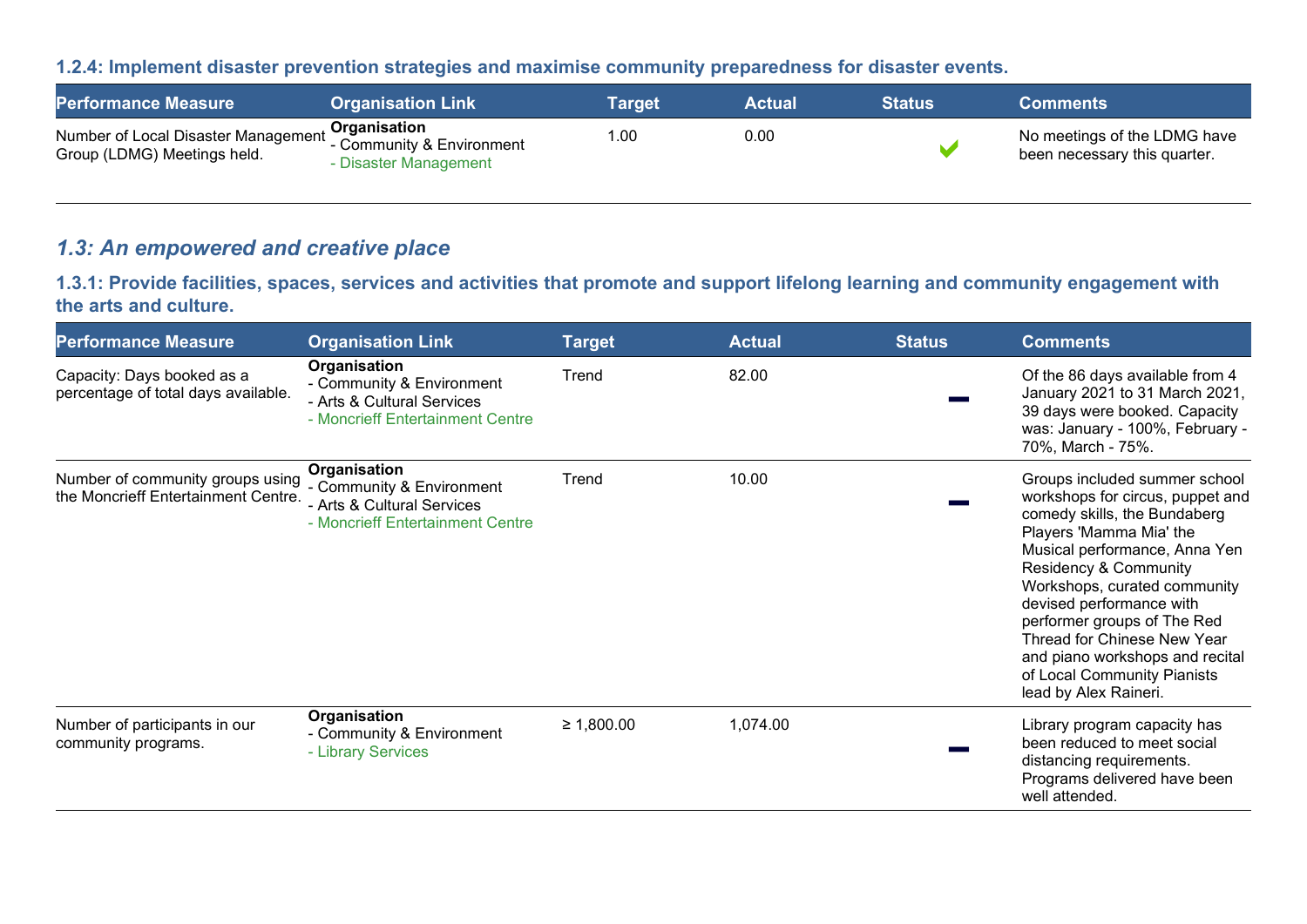### 1.2.4: Implement disaster prevention strategies and maximise community preparedness for disaster events.

| Performance Measure | Organisation Link | Target | Actual | Status | Comments |
|---|---|---|---|---|---|
| Number of Local Disaster Management Group (LDMG) Meetings held. | **Organisation**<br>- Community & Environment<br>- Disaster Management | 1.00 | 0.00 | ✔ | No meetings of the LDMG have been necessary this quarter. |

## *1.3: An empowered and creative place*

### 1.3.1: Provide facilities, spaces, services and activities that promote and support lifelong learning and community engagement with the arts and culture.

| Performance Measure | Organisation Link | Target | Actual | Status | Comments |
|---|---|---|---|---|---|
| Capacity: Days booked as a percentage of total days available. | **Organisation**<br>- Community & Environment<br>- Arts & Cultural Services<br>- Moncrieff Entertainment Centre | Trend | 82.00 | — | Of the 86 days available from 4 January 2021 to 31 March 2021, 39 days were booked. Capacity was: January - 100%, February - 70%, March - 75%. |
| Number of community groups using the Moncrieff Entertainment Centre. | **Organisation**<br>- Community & Environment<br>- Arts & Cultural Services<br>- Moncrieff Entertainment Centre | Trend | 10.00 | — | Groups included summer school workshops for circus, puppet and comedy skills, the Bundaberg Players 'Mamma Mia' the Musical performance, Anna Yen Residency & Community Workshops, curated community devised performance with performer groups of The Red Thread for Chinese New Year and piano workshops and recital of Local Community Pianists lead by Alex Raineri. |
| Number of participants in our community programs. | **Organisation**<br>- Community & Environment<br>- Library Services | ≥ 1,800.00 | 1,074.00 | — | Library program capacity has been reduced to meet social distancing requirements. Programs delivered have been well attended. |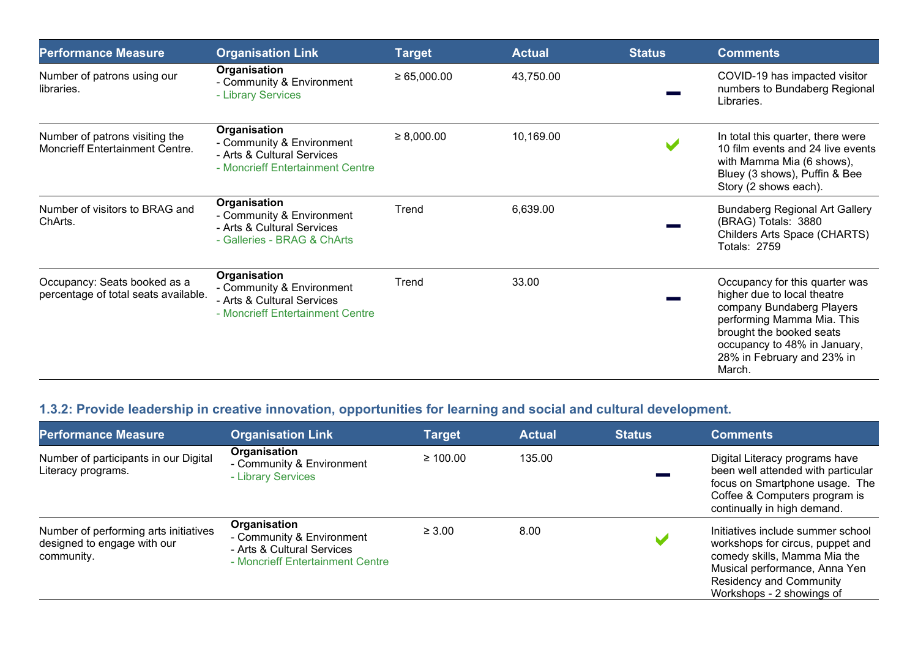| Performance Measure | Organisation Link | Target | Actual | Status | Comments |
|---|---|---|---|---|---|
| Number of patrons using our libraries. | **Organisation**<br>- Community & Environment<br>- Library Services | ≥ 65,000.00 | 43,750.00 | ━ | COVID-19 has impacted visitor numbers to Bundaberg Regional Libraries. |
| Number of patrons visiting the Moncrieff Entertainment Centre. | **Organisation**<br>- Community & Environment<br>- Arts & Cultural Services<br>- Moncrieff Entertainment Centre | ≥ 8,000.00 | 10,169.00 | ✔ | In total this quarter, there were 10 film events and 24 live events with Mamma Mia (6 shows), Bluey (3 shows), Puffin & Bee Story (2 shows each). |
| Number of visitors to BRAG and ChArts. | **Organisation**<br>- Community & Environment<br>- Arts & Cultural Services<br>- Galleries - BRAG & ChArts | Trend | 6,639.00 | ━ | Bundaberg Regional Art Gallery (BRAG) Totals: 3880<br>Childers Arts Space (CHARTS) Totals: 2759 |
| Occupancy: Seats booked as a percentage of total seats available. | **Organisation**<br>- Community & Environment<br>- Arts & Cultural Services<br>- Moncrieff Entertainment Centre | Trend | 33.00 | ━ | Occupancy for this quarter was higher due to local theatre company Bundaberg Players performing Mamma Mia. This brought the booked seats occupancy to 48% in January, 28% in February and 23% in March. |

### 1.3.2: Provide leadership in creative innovation, opportunities for learning and social and cultural development.

| Performance Measure | Organisation Link | Target | Actual | Status | Comments |
|---|---|---|---|---|---|
| Number of participants in our Digital Literacy programs. | **Organisation**<br>- Community & Environment<br>- Library Services | ≥ 100.00 | 135.00 | ━ | Digital Literacy programs have been well attended with particular focus on Smartphone usage. The Coffee & Computers program is continually in high demand. |
| Number of performing arts initiatives designed to engage with our community. | **Organisation**<br>- Community & Environment<br>- Arts & Cultural Services<br>- Moncrieff Entertainment Centre | ≥ 3.00 | 8.00 | ✔ | Initiatives include summer school workshops for circus, puppet and comedy skills, Mamma Mia the Musical performance, Anna Yen Residency and Community Workshops - 2 showings of |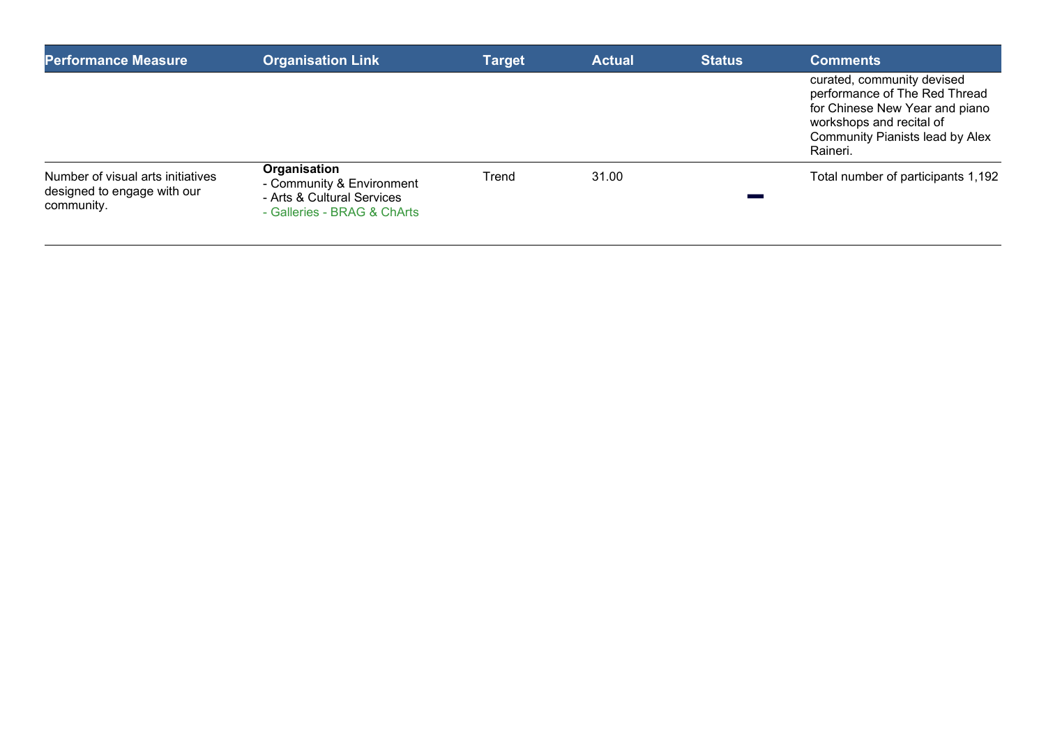| Performance Measure | Organisation Link | Target | Actual | Status | Comments |
|---|---|---|---|---|---|
| | | | | | curated, community devised performance of The Red Thread for Chinese New Year and piano workshops and recital of Community Pianists lead by Alex Raineri. |
| Number of visual arts initiatives designed to engage with our community. | **Organisation**<br>- Community & Environment<br>- Arts & Cultural Services<br>- Galleries - BRAG & ChArts | Trend | 31.00 | ▬ | Total number of participants 1,192 |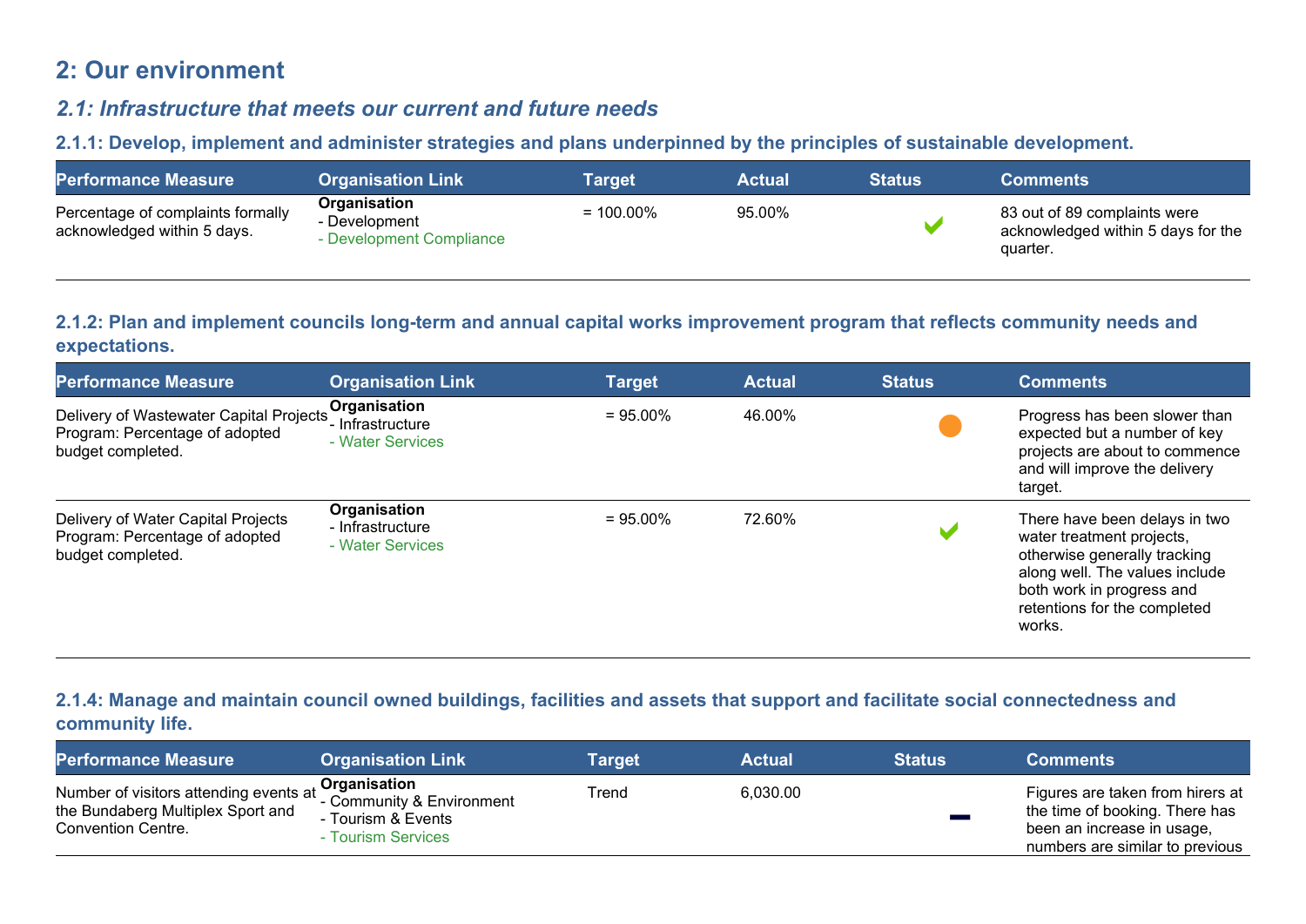# 2: Our environment

## *2.1: Infrastructure that meets our current and future needs*

### 2.1.1: Develop, implement and administer strategies and plans underpinned by the principles of sustainable development.

| Performance Measure | Organisation Link | Target | Actual | Status | Comments |
|---|---|---|---|---|---|
| Percentage of complaints formally acknowledged within 5 days. | **Organisation**<br>- Development<br>- Development Compliance | = 100.00% | 95.00% | ✔ | 83 out of 89 complaints were acknowledged within 5 days for the quarter. |

### 2.1.2: Plan and implement councils long-term and annual capital works improvement program that reflects community needs and expectations.

| Performance Measure | Organisation Link | Target | Actual | Status | Comments |
|---|---|---|---|---|---|
| Delivery of Wastewater Capital Projects Program: Percentage of adopted budget completed. | **Organisation**<br>- Infrastructure<br>- Water Services | = 95.00% | 46.00% | ● | Progress has been slower than expected but a number of key projects are about to commence and will improve the delivery target. |
| Delivery of Water Capital Projects Program: Percentage of adopted budget completed. | **Organisation**<br>- Infrastructure<br>- Water Services | = 95.00% | 72.60% | ✔ | There have been delays in two water treatment projects, otherwise generally tracking along well. The values include both work in progress and retentions for the completed works. |

### 2.1.4: Manage and maintain council owned buildings, facilities and assets that support and facilitate social connectedness and community life.

| Performance Measure | Organisation Link | Target | Actual | Status | Comments |
|---|---|---|---|---|---|
| Number of visitors attending events at the Bundaberg Multiplex Sport and Convention Centre. | **Organisation**<br>- Community & Environment<br>- Tourism & Events<br>- Tourism Services | Trend | 6,030.00 | — | Figures are taken from hirers at the time of booking. There has been an increase in usage, numbers are similar to previous |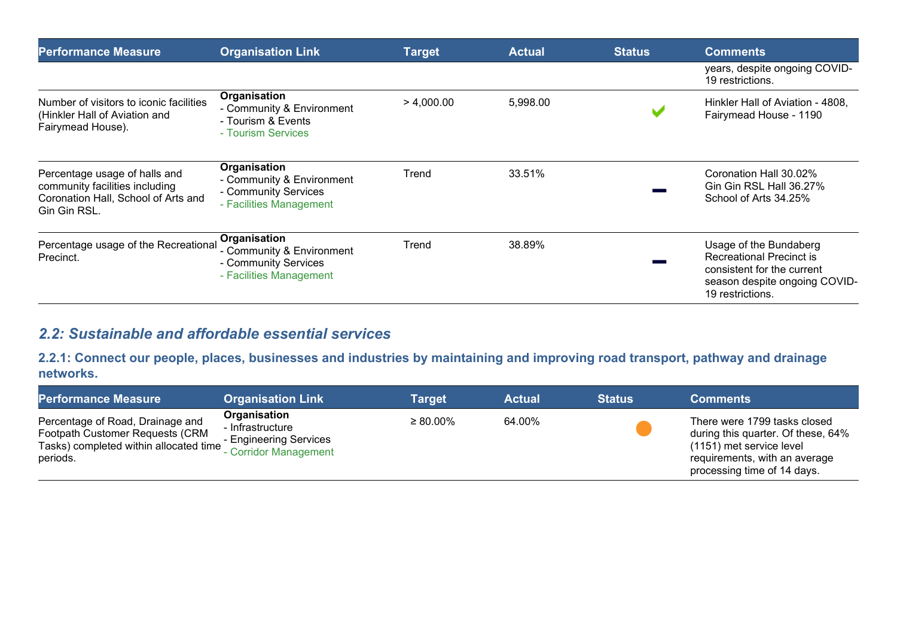| Performance Measure | Organisation Link | Target | Actual | Status | Comments |
| --- | --- | --- | --- | --- | --- |
| | | | | | years, despite ongoing COVID-19 restrictions. |
| Number of visitors to iconic facilities (Hinkler Hall of Aviation and Fairymead House). | **Organisation**<br>- Community & Environment<br>- Tourism & Events<br>- Tourism Services | > 4,000.00 | 5,998.00 | ✔ | Hinkler Hall of Aviation - 4808, Fairymead House - 1190 |
| Percentage usage of halls and community facilities including Coronation Hall, School of Arts and Gin Gin RSL. | **Organisation**<br>- Community & Environment<br>- Community Services<br>- Facilities Management | Trend | 33.51% | — | Coronation Hall 30.02%<br>Gin Gin RSL Hall 36.27%<br>School of Arts 34.25% |
| Percentage usage of the Recreational Precinct. | **Organisation**<br>- Community & Environment<br>- Community Services<br>- Facilities Management | Trend | 38.89% | — | Usage of the Bundaberg Recreational Precinct is consistent for the current season despite ongoing COVID-19 restrictions. |

## *2.2: Sustainable and affordable essential services*

### 2.2.1: Connect our people, places, businesses and industries by maintaining and improving road transport, pathway and drainage networks.

| Performance Measure | Organisation Link | Target | Actual | Status | Comments |
| --- | --- | --- | --- | --- | --- |
| Percentage of Road, Drainage and Footpath Customer Requests (CRM Tasks) completed within allocated time periods. | **Organisation**<br>- Infrastructure<br>- Engineering Services<br>- Corridor Management | ≥ 80.00% | 64.00% | ● | There were 1799 tasks closed during this quarter. Of these, 64% (1151) met service level requirements, with an average processing time of 14 days. |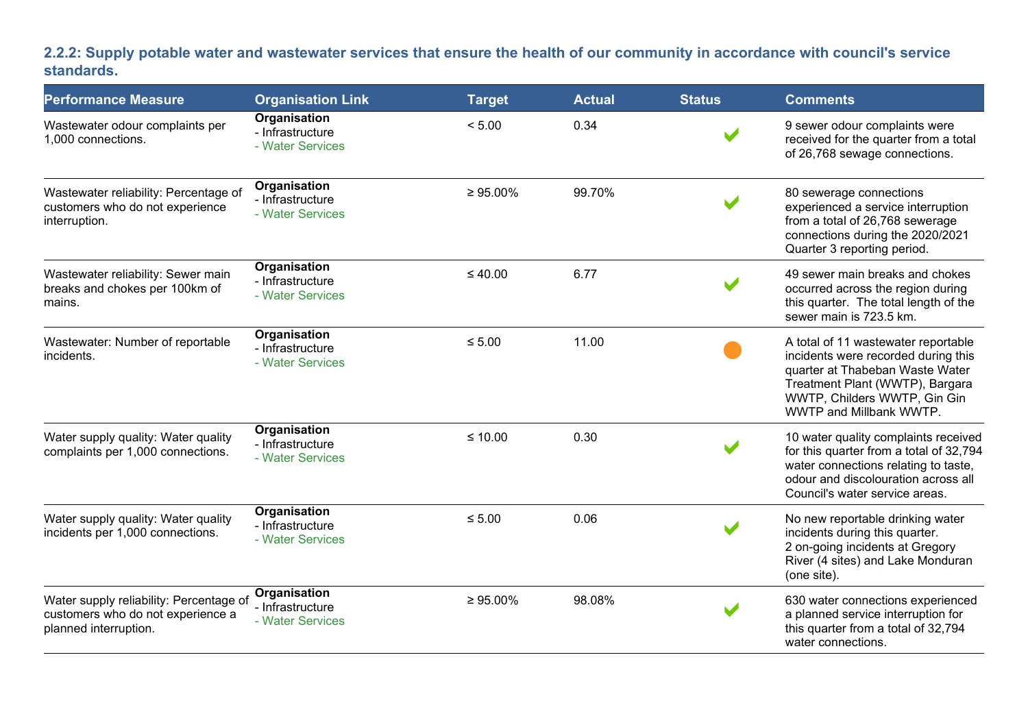### 2.2.2: Supply potable water and wastewater services that ensure the health of our community in accordance with council's service standards.

| Performance Measure | Organisation Link | Target | Actual | Status | Comments |
|---|---|---|---|---|---|
| Wastewater odour complaints per 1,000 connections. | **Organisation**<br>- Infrastructure<br>- Water Services | < 5.00 | 0.34 | ✔ | 9 sewer odour complaints were received for the quarter from a total of 26,768 sewage connections. |
| Wastewater reliability: Percentage of customers who do not experience interruption. | **Organisation**<br>- Infrastructure<br>- Water Services | ≥ 95.00% | 99.70% | ✔ | 80 sewerage connections experienced a service interruption from a total of 26,768 sewerage connections during the 2020/2021 Quarter 3 reporting period. |
| Wastewater reliability: Sewer main breaks and chokes per 100km of mains. | **Organisation**<br>- Infrastructure<br>- Water Services | ≤ 40.00 | 6.77 | ✔ | 49 sewer main breaks and chokes occurred across the region during this quarter. The total length of the sewer main is 723.5 km. |
| Wastewater: Number of reportable incidents. | **Organisation**<br>- Infrastructure<br>- Water Services | ≤ 5.00 | 11.00 | ● | A total of 11 wastewater reportable incidents were recorded during this quarter at Thabeban Waste Water Treatment Plant (WWTP), Bargara WWTP, Childers WWTP, Gin Gin WWTP and Millbank WWTP. |
| Water supply quality: Water quality complaints per 1,000 connections. | **Organisation**<br>- Infrastructure<br>- Water Services | ≤ 10.00 | 0.30 | ✔ | 10 water quality complaints received for this quarter from a total of 32,794 water connections relating to taste, odour and discolouration across all Council's water service areas. |
| Water supply quality: Water quality incidents per 1,000 connections. | **Organisation**<br>- Infrastructure<br>- Water Services | ≤ 5.00 | 0.06 | ✔ | No new reportable drinking water incidents during this quarter.<br>2 on-going incidents at Gregory River (4 sites) and Lake Monduran (one site). |
| Water supply reliability: Percentage of customers who do not experience a planned interruption. | **Organisation**<br>- Infrastructure<br>- Water Services | ≥ 95.00% | 98.08% | ✔ | 630 water connections experienced a planned service interruption for this quarter from a total of 32,794 water connections. |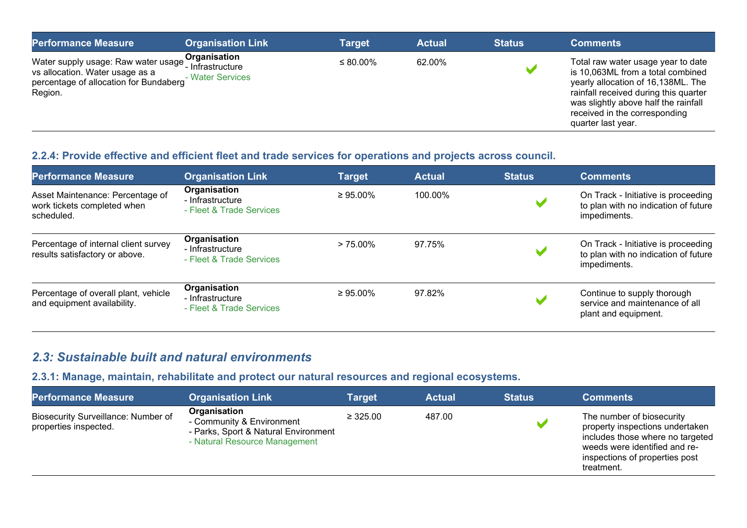| Performance Measure | Organisation Link | Target | Actual | Status | Comments |
|---|---|---|---|---|---|
| Water supply usage: Raw water usage vs allocation. Water usage as a percentage of allocation for Bundaberg Region. | **Organisation**<br>- Infrastructure<br>- Water Services | ≤ 80.00% | 62.00% | ✔ | Total raw water usage year to date is 10,063ML from a total combined yearly allocation of 16,138ML. The rainfall received during this quarter was slightly above half the rainfall received in the corresponding quarter last year. |

### 2.2.4: Provide effective and efficient fleet and trade services for operations and projects across council.

| Performance Measure | Organisation Link | Target | Actual | Status | Comments |
|---|---|---|---|---|---|
| Asset Maintenance: Percentage of work tickets completed when scheduled. | **Organisation**<br>- Infrastructure<br>- Fleet & Trade Services | ≥ 95.00% | 100.00% | ✔ | On Track - Initiative is proceeding to plan with no indication of future impediments. |
| Percentage of internal client survey results satisfactory or above. | **Organisation**<br>- Infrastructure<br>- Fleet & Trade Services | > 75.00% | 97.75% | ✔ | On Track - Initiative is proceeding to plan with no indication of future impediments. |
| Percentage of overall plant, vehicle and equipment availability. | **Organisation**<br>- Infrastructure<br>- Fleet & Trade Services | ≥ 95.00% | 97.82% | ✔ | Continue to supply thorough service and maintenance of all plant and equipment. |

## *2.3: Sustainable built and natural environments*

### 2.3.1: Manage, maintain, rehabilitate and protect our natural resources and regional ecosystems.

| Performance Measure | Organisation Link | Target | Actual | Status | Comments |
|---|---|---|---|---|---|
| Biosecurity Surveillance: Number of properties inspected. | **Organisation**<br>- Community & Environment<br>- Parks, Sport & Natural Environment<br>- Natural Resource Management | ≥ 325.00 | 487.00 | ✔ | The number of biosecurity property inspections undertaken includes those where no targeted weeds were identified and re-inspections of properties post treatment. |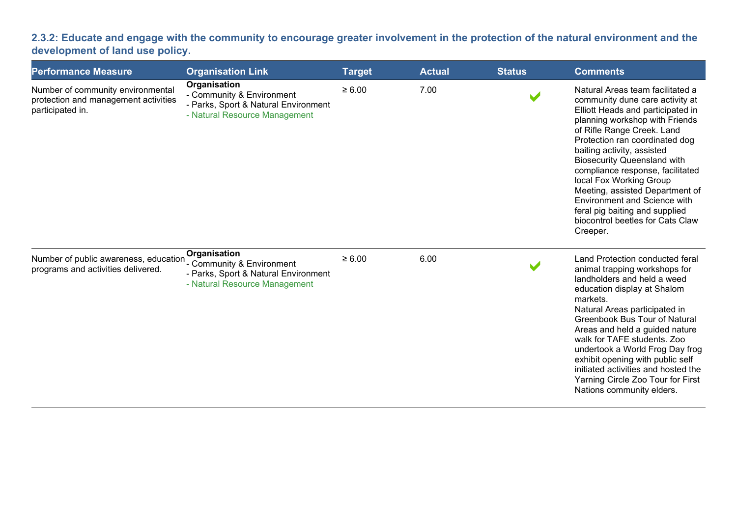### 2.3.2: Educate and engage with the community to encourage greater involvement in the protection of the natural environment and the development of land use policy.

| Performance Measure | Organisation Link | Target | Actual | Status | Comments |
| --- | --- | --- | --- | --- | --- |
| Number of community environmental protection and management activities participated in. | **Organisation**<br>- Community & Environment<br>- Parks, Sport & Natural Environment<br>- Natural Resource Management | ≥ 6.00 | 7.00 | ✔ | Natural Areas team facilitated a community dune care activity at Elliott Heads and participated in planning workshop with Friends of Rifle Range Creek. Land Protection ran coordinated dog baiting activity, assisted Biosecurity Queensland with compliance response, facilitated local Fox Working Group Meeting, assisted Department of Environment and Science with feral pig baiting and supplied biocontrol beetles for Cats Claw Creeper. |
| Number of public awareness, education programs and activities delivered. | **Organisation**<br>- Community & Environment<br>- Parks, Sport & Natural Environment<br>- Natural Resource Management | ≥ 6.00 | 6.00 | ✔ | Land Protection conducted feral animal trapping workshops for landholders and held a weed education display at Shalom markets.<br>Natural Areas participated in Greenbook Bus Tour of Natural Areas and held a guided nature walk for TAFE students. Zoo undertook a World Frog Day frog exhibit opening with public self initiated activities and hosted the Yarning Circle Zoo Tour for First Nations community elders. |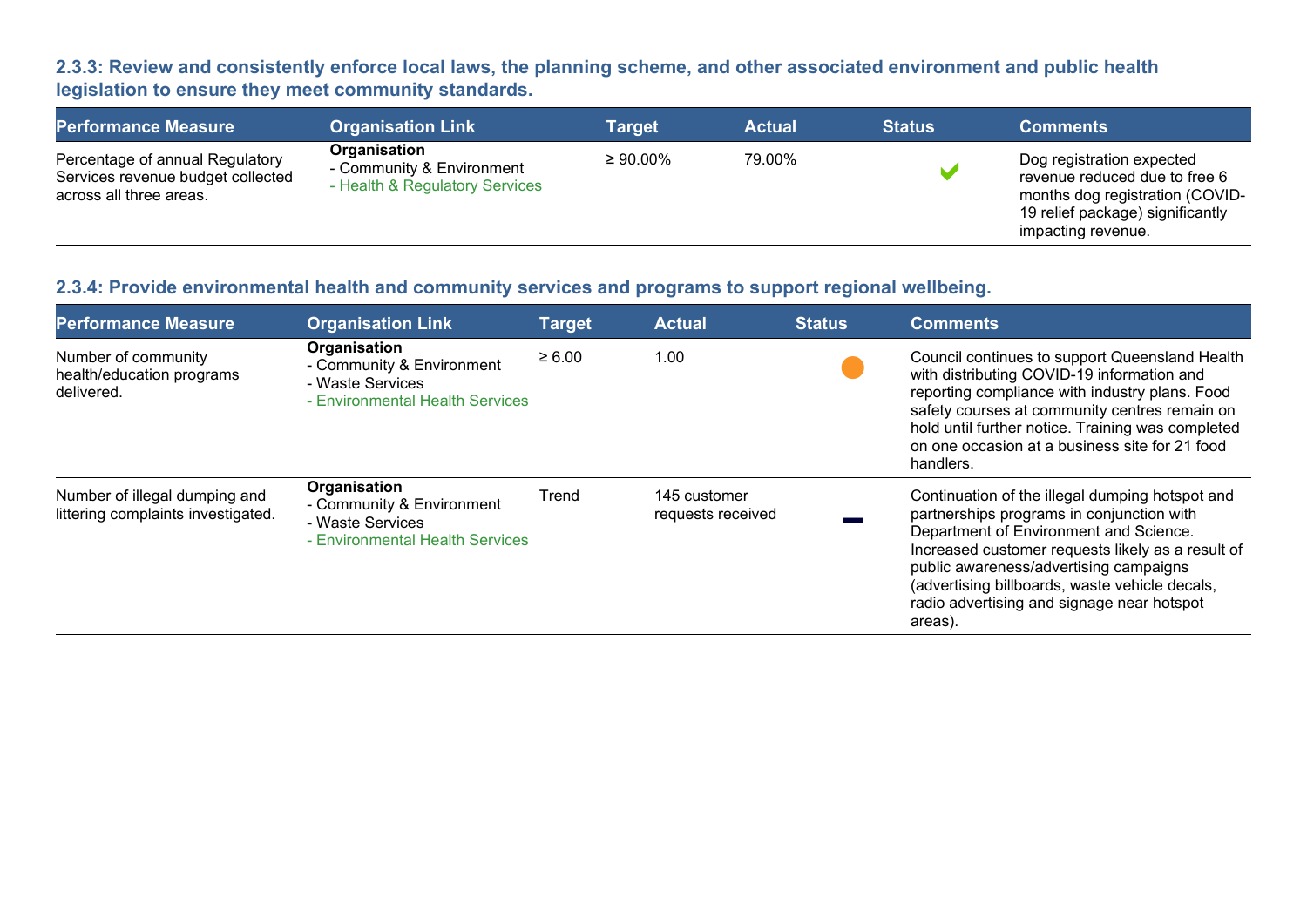### 2.3.3: Review and consistently enforce local laws, the planning scheme, and other associated environment and public health legislation to ensure they meet community standards.

| Performance Measure | Organisation Link | Target | Actual | Status | Comments |
|---|---|---|---|---|---|
| Percentage of annual Regulatory Services revenue budget collected across all three areas. | **Organisation**<br>- Community & Environment<br>- Health & Regulatory Services | ≥ 90.00% | 79.00% | ✔ | Dog registration expected revenue reduced due to free 6 months dog registration (COVID-19 relief package) significantly impacting revenue. |

### 2.3.4: Provide environmental health and community services and programs to support regional wellbeing.

| Performance Measure | Organisation Link | Target | Actual | Status | Comments |
|---|---|---|---|---|---|
| Number of community health/education programs delivered. | **Organisation**<br>- Community & Environment<br>- Waste Services<br>- Environmental Health Services | ≥ 6.00 | 1.00 | ● | Council continues to support Queensland Health with distributing COVID-19 information and reporting compliance with industry plans. Food safety courses at community centres remain on hold until further notice. Training was completed on one occasion at a business site for 21 food handlers. |
| Number of illegal dumping and littering complaints investigated. | **Organisation**<br>- Community & Environment<br>- Waste Services<br>- Environmental Health Services | Trend | 145 customer requests received | — | Continuation of the illegal dumping hotspot and partnerships programs in conjunction with Department of Environment and Science. Increased customer requests likely as a result of public awareness/advertising campaigns (advertising billboards, waste vehicle decals, radio advertising and signage near hotspot areas). |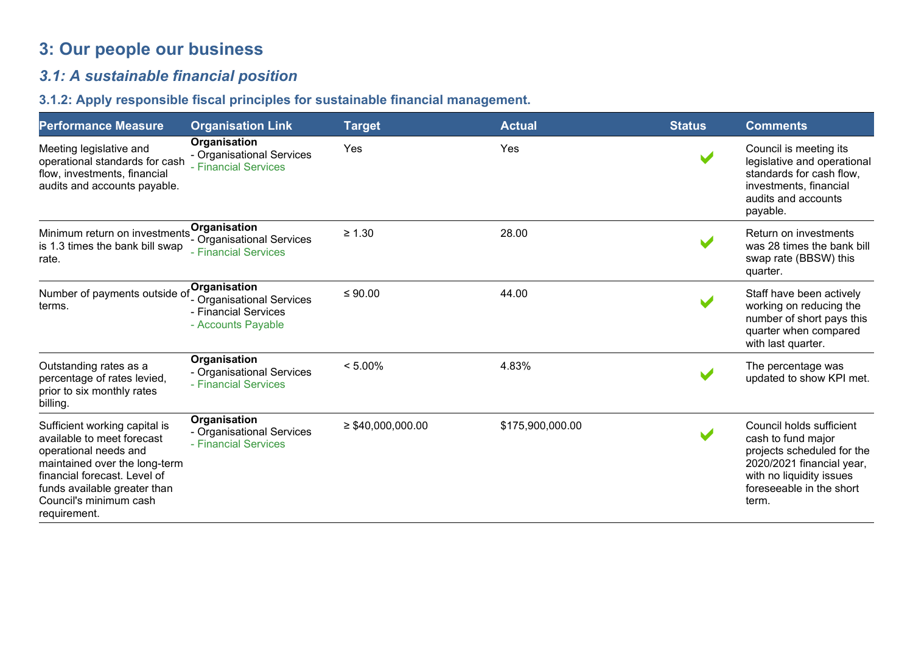# 3: Our people our business

## *3.1: A sustainable financial position*

### 3.1.2: Apply responsible fiscal principles for sustainable financial management.

| Performance Measure | Organisation Link | Target | Actual | Status | Comments |
|---|---|---|---|---|---|
| Meeting legislative and operational standards for cash flow, investments, financial audits and accounts payable. | **Organisation**<br>- Organisational Services<br>- Financial Services | Yes | Yes | ✔ | Council is meeting its legislative and operational standards for cash flow, investments, financial audits and accounts payable. |
| Minimum return on investments is 1.3 times the bank bill swap rate. | **Organisation**<br>- Organisational Services<br>- Financial Services | ≥ 1.30 | 28.00 | ✔ | Return on investments was 28 times the bank bill swap rate (BBSW) this quarter. |
| Number of payments outside of terms. | **Organisation**<br>- Organisational Services<br>- Financial Services<br>- Accounts Payable | ≤ 90.00 | 44.00 | ✔ | Staff have been actively working on reducing the number of short pays this quarter when compared with last quarter. |
| Outstanding rates as a percentage of rates levied, prior to six monthly rates billing. | **Organisation**<br>- Organisational Services<br>- Financial Services | < 5.00% | 4.83% | ✔ | The percentage was updated to show KPI met. |
| Sufficient working capital is available to meet forecast operational needs and maintained over the long-term financial forecast. Level of funds available greater than Council's minimum cash requirement. | **Organisation**<br>- Organisational Services<br>- Financial Services | ≥ $40,000,000.00 | $175,900,000.00 | ✔ | Council holds sufficient cash to fund major projects scheduled for the 2020/2021 financial year, with no liquidity issues foreseeable in the short term. |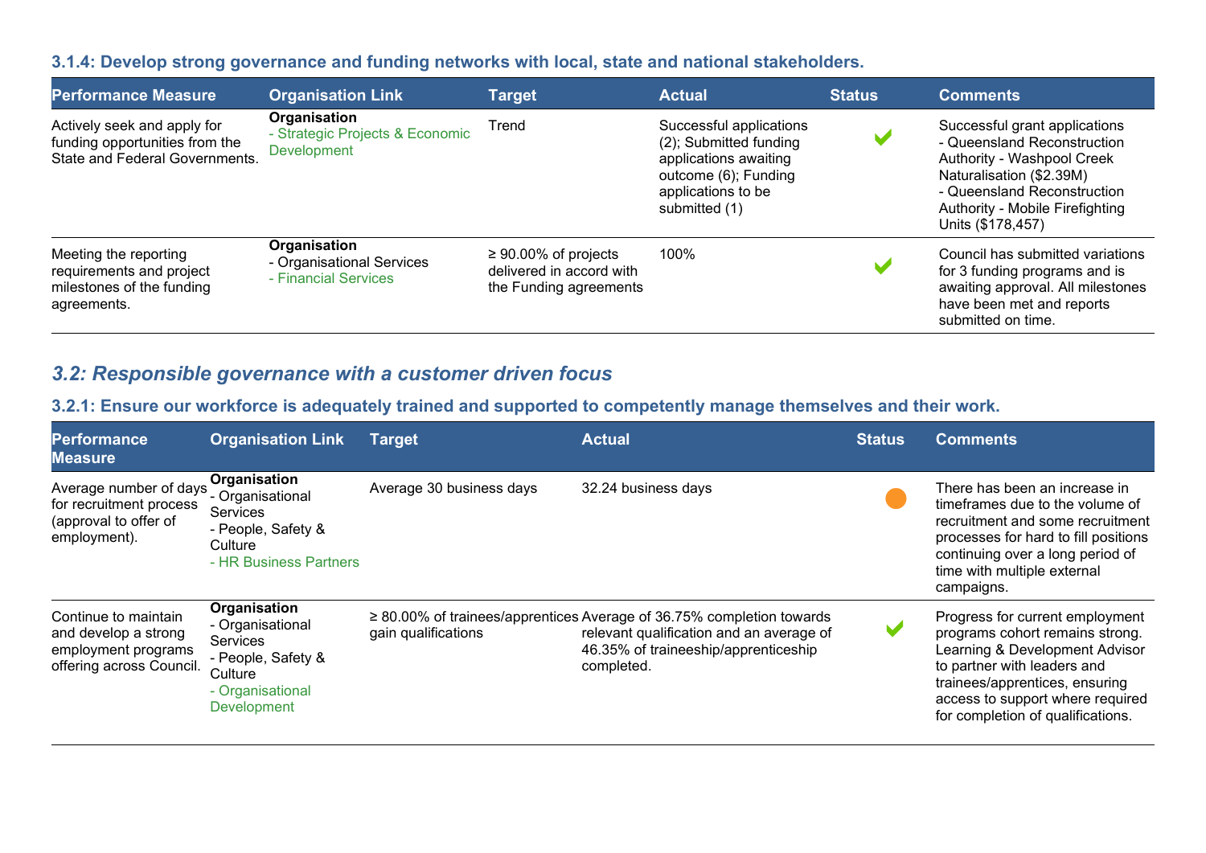### 3.1.4: Develop strong governance and funding networks with local, state and national stakeholders.

| Performance Measure | Organisation Link | Target | Actual | Status | Comments |
|---|---|---|---|---|---|
| Actively seek and apply for funding opportunities from the State and Federal Governments. | **Organisation**<br>- Strategic Projects & Economic Development | Trend | Successful applications (2); Submitted funding applications awaiting outcome (6); Funding applications to be submitted (1) | ✔ | Successful grant applications<br>- Queensland Reconstruction Authority - Washpool Creek Naturalisation ($2.39M)<br>- Queensland Reconstruction Authority - Mobile Firefighting Units ($178,457) |
| Meeting the reporting requirements and project milestones of the funding agreements. | **Organisation**<br>- Organisational Services<br>- Financial Services | ≥ 90.00% of projects delivered in accord with the Funding agreements | 100% | ✔ | Council has submitted variations for 3 funding programs and is awaiting approval. All milestones have been met and reports submitted on time. |

## *3.2: Responsible governance with a customer driven focus*

### 3.2.1: Ensure our workforce is adequately trained and supported to competently manage themselves and their work.

| Performance Measure | Organisation Link | Target | Actual | Status | Comments |
|---|---|---|---|---|---|
| Average number of days for recruitment process (approval to offer of employment). | **Organisation**<br>- Organisational Services<br>- People, Safety & Culture<br>- HR Business Partners | Average 30 business days | 32.24 business days | ● | There has been an increase in timeframes due to the volume of recruitment and some recruitment processes for hard to fill positions continuing over a long period of time with multiple external campaigns. |
| Continue to maintain and develop a strong employment programs offering across Council. | **Organisation**<br>- Organisational Services<br>- People, Safety & Culture<br>- Organisational Development | ≥ 80.00% of trainees/apprentices gain qualifications | Average of 36.75% completion towards relevant qualification and an average of 46.35% of traineeship/apprenticeship completed. | ✔ | Progress for current employment programs cohort remains strong. Learning & Development Advisor to partner with leaders and trainees/apprentices, ensuring access to support where required for completion of qualifications. |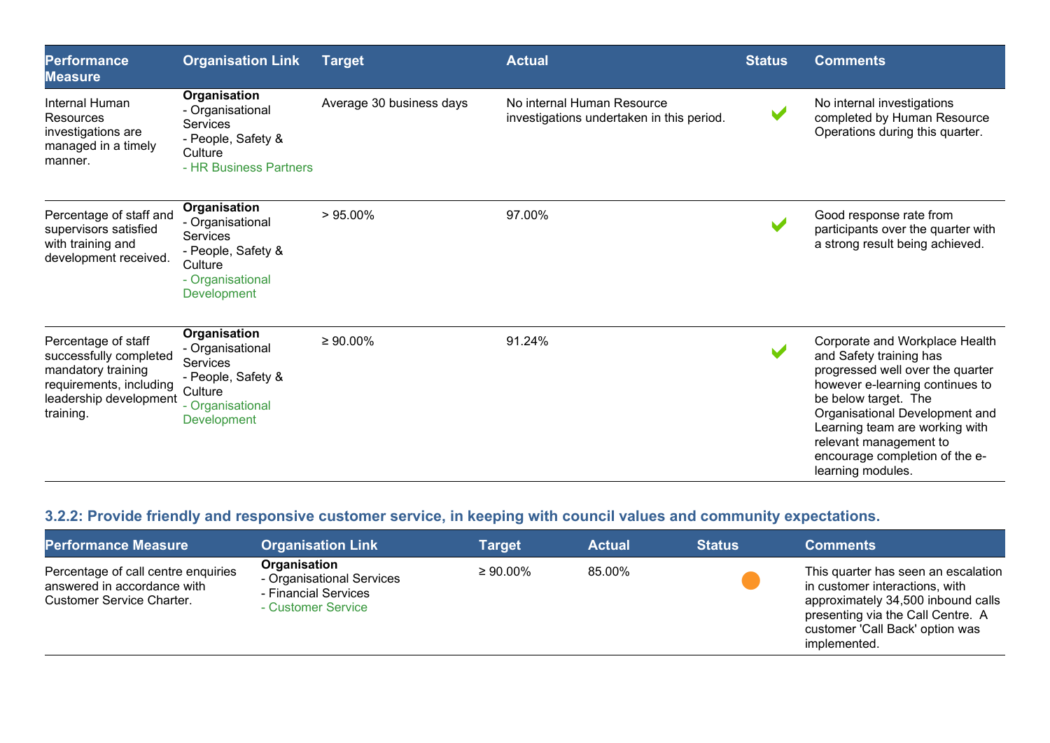| Performance Measure | Organisation Link | Target | Actual | Status | Comments |
|---|---|---|---|---|---|
| Internal Human Resources investigations are managed in a timely manner. | **Organisation**<br>- Organisational Services<br>- People, Safety & Culture<br>- HR Business Partners | Average 30 business days | No internal Human Resource investigations undertaken in this period. | ✔ | No internal investigations completed by Human Resource Operations during this quarter. |
| Percentage of staff and supervisors satisfied with training and development received. | **Organisation**<br>- Organisational Services<br>- People, Safety & Culture<br>- Organisational Development | > 95.00% | 97.00% | ✔ | Good response rate from participants over the quarter with a strong result being achieved. |
| Percentage of staff successfully completed mandatory training requirements, including leadership development training. | **Organisation**<br>- Organisational Services<br>- People, Safety & Culture<br>- Organisational Development | ≥ 90.00% | 91.24% | ✔ | Corporate and Workplace Health and Safety training has progressed well over the quarter however e-learning continues to be below target. The Organisational Development and Learning team are working with relevant management to encourage completion of the e-learning modules. |

### 3.2.2: Provide friendly and responsive customer service, in keeping with council values and community expectations.

| Performance Measure | Organisation Link | Target | Actual | Status | Comments |
|---|---|---|---|---|---|
| Percentage of call centre enquiries answered in accordance with Customer Service Charter. | **Organisation**<br>- Organisational Services<br>- Financial Services<br>- Customer Service | ≥ 90.00% | 85.00% | ● | This quarter has seen an escalation in customer interactions, with approximately 34,500 inbound calls presenting via the Call Centre. A customer 'Call Back' option was implemented. |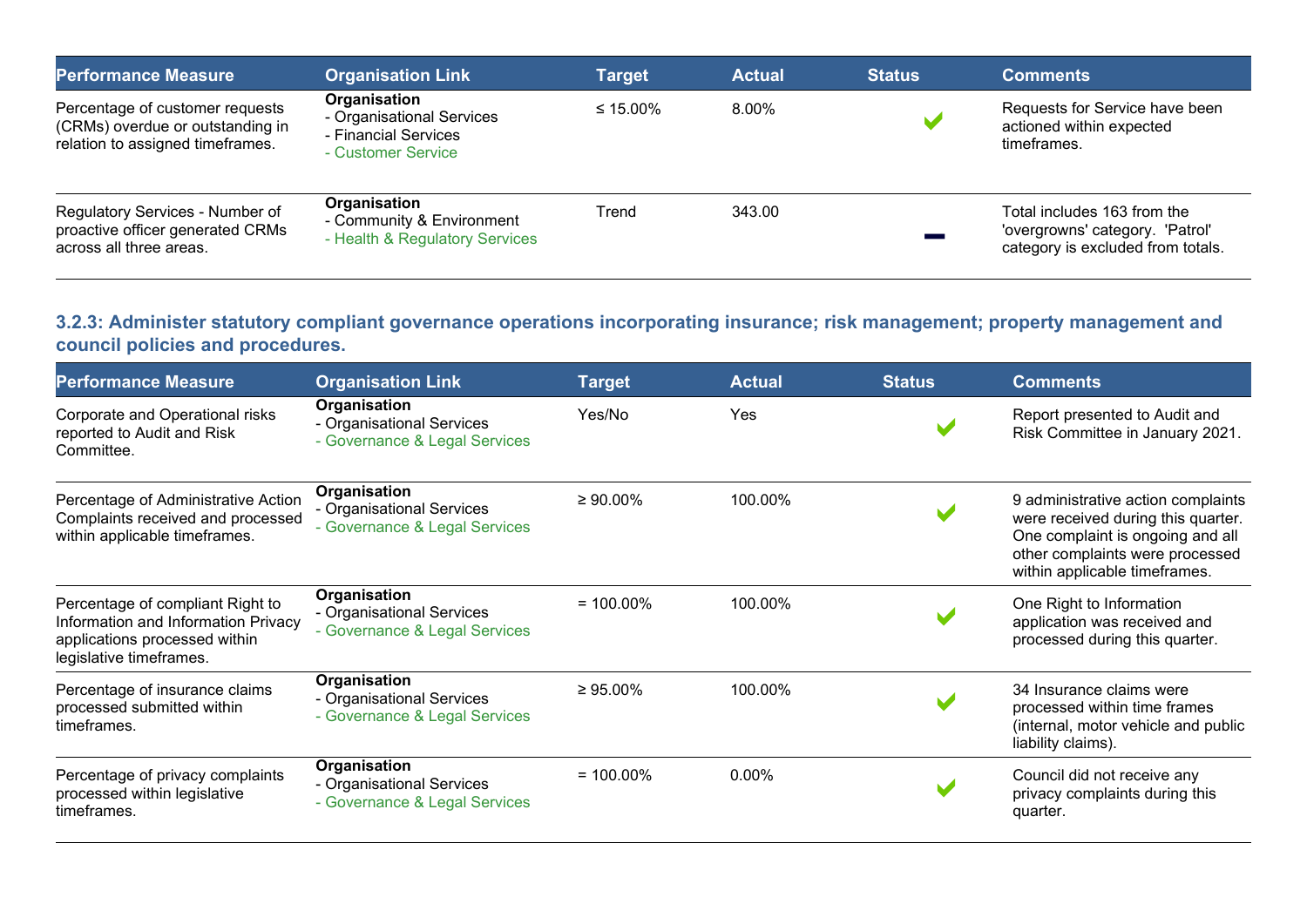| Performance Measure | Organisation Link | Target | Actual | Status | Comments |
|---|---|---|---|---|---|
| Percentage of customer requests (CRMs) overdue or outstanding in relation to assigned timeframes. | **Organisation**<br>- Organisational Services<br>- Financial Services<br>- Customer Service | ≤ 15.00% | 8.00% | ✔ | Requests for Service have been actioned within expected timeframes. |
| Regulatory Services - Number of proactive officer generated CRMs across all three areas. | **Organisation**<br>- Community & Environment<br>- Health & Regulatory Services | Trend | 343.00 | ━ | Total includes 163 from the 'overgrowns' category. 'Patrol' category is excluded from totals. |

### 3.2.3: Administer statutory compliant governance operations incorporating insurance; risk management; property management and council policies and procedures.

| Performance Measure | Organisation Link | Target | Actual | Status | Comments |
|---|---|---|---|---|---|
| Corporate and Operational risks reported to Audit and Risk Committee. | **Organisation**<br>- Organisational Services<br>- Governance & Legal Services | Yes/No | Yes | ✔ | Report presented to Audit and Risk Committee in January 2021. |
| Percentage of Administrative Action Complaints received and processed within applicable timeframes. | **Organisation**<br>- Organisational Services<br>- Governance & Legal Services | ≥ 90.00% | 100.00% | ✔ | 9 administrative action complaints were received during this quarter. One complaint is ongoing and all other complaints were processed within applicable timeframes. |
| Percentage of compliant Right to Information and Information Privacy applications processed within legislative timeframes. | **Organisation**<br>- Organisational Services<br>- Governance & Legal Services | = 100.00% | 100.00% | ✔ | One Right to Information application was received and processed during this quarter. |
| Percentage of insurance claims processed submitted within timeframes. | **Organisation**<br>- Organisational Services<br>- Governance & Legal Services | ≥ 95.00% | 100.00% | ✔ | 34 Insurance claims were processed within time frames (internal, motor vehicle and public liability claims). |
| Percentage of privacy complaints processed within legislative timeframes. | **Organisation**<br>- Organisational Services<br>- Governance & Legal Services | = 100.00% | 0.00% | ✔ | Council did not receive any privacy complaints during this quarter. |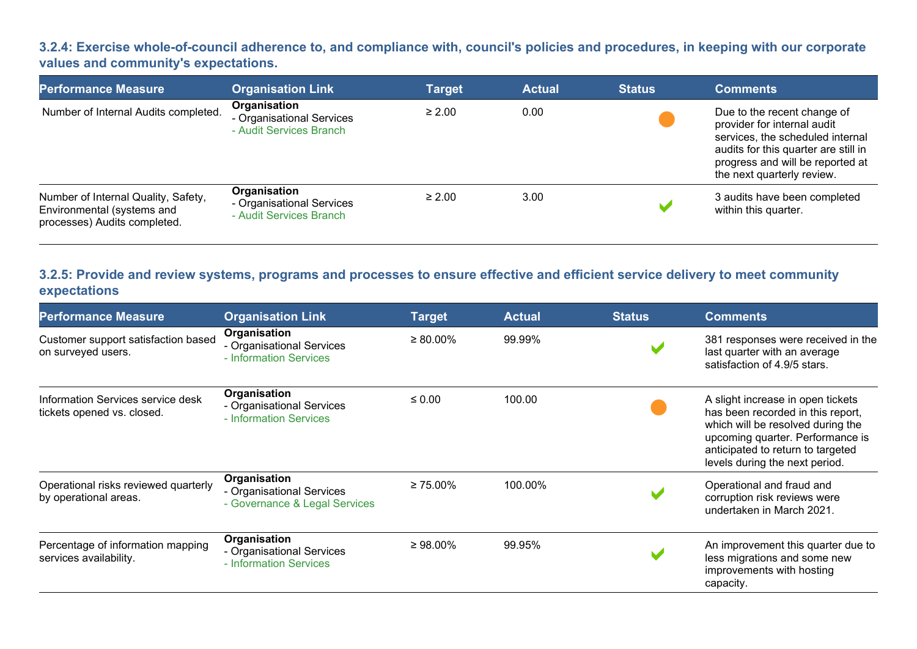### 3.2.4: Exercise whole-of-council adherence to, and compliance with, council's policies and procedures, in keeping with our corporate values and community's expectations.

| Performance Measure | Organisation Link | Target | Actual | Status | Comments |
|---|---|---|---|---|---|
| Number of Internal Audits completed. | **Organisation**<br>- Organisational Services<br>- Audit Services Branch | ≥ 2.00 | 0.00 | ● | Due to the recent change of provider for internal audit services, the scheduled internal audits for this quarter are still in progress and will be reported at the next quarterly review. |
| Number of Internal Quality, Safety, Environmental (systems and processes) Audits completed. | **Organisation**<br>- Organisational Services<br>- Audit Services Branch | ≥ 2.00 | 3.00 | ✔ | 3 audits have been completed within this quarter. |

### 3.2.5: Provide and review systems, programs and processes to ensure effective and efficient service delivery to meet community expectations

| Performance Measure | Organisation Link | Target | Actual | Status | Comments |
|---|---|---|---|---|---|
| Customer support satisfaction based on surveyed users. | **Organisation**<br>- Organisational Services<br>- Information Services | ≥ 80.00% | 99.99% | ✔ | 381 responses were received in the last quarter with an average satisfaction of 4.9/5 stars. |
| Information Services service desk tickets opened vs. closed. | **Organisation**<br>- Organisational Services<br>- Information Services | ≤ 0.00 | 100.00 | ● | A slight increase in open tickets has been recorded in this report, which will be resolved during the upcoming quarter. Performance is anticipated to return to targeted levels during the next period. |
| Operational risks reviewed quarterly by operational areas. | **Organisation**<br>- Organisational Services<br>- Governance & Legal Services | ≥ 75.00% | 100.00% | ✔ | Operational and fraud and corruption risk reviews were undertaken in March 2021. |
| Percentage of information mapping services availability. | **Organisation**<br>- Organisational Services<br>- Information Services | ≥ 98.00% | 99.95% | ✔ | An improvement this quarter due to less migrations and some new improvements with hosting capacity. |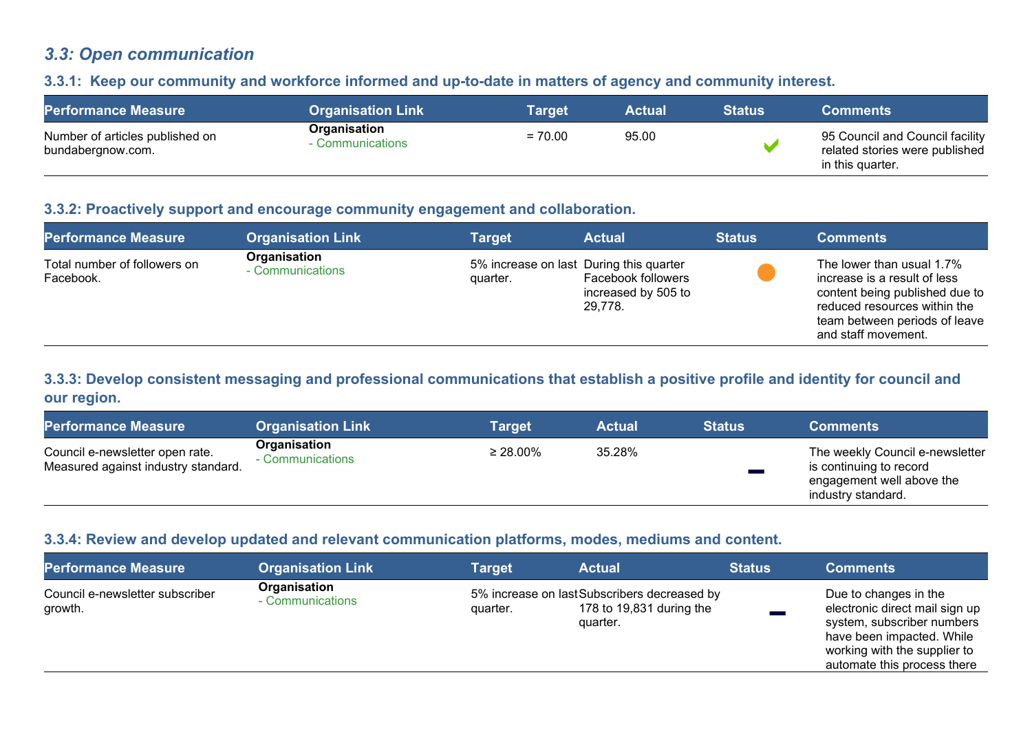## *3.3: Open communication*

### 3.3.1: Keep our community and workforce informed and up-to-date in matters of agency and community interest.

| Performance Measure | Organisation Link | Target | Actual | Status | Comments |
| --- | --- | --- | --- | --- | --- |
| Number of articles published on bundabergnow.com. | **Organisation** - Communications | = 70.00 | 95.00 | ✔ | 95 Council and Council facility related stories were published in this quarter. |

### 3.3.2: Proactively support and encourage community engagement and collaboration.

| Performance Measure | Organisation Link | Target | Actual | Status | Comments |
| --- | --- | --- | --- | --- | --- |
| Total number of followers on Facebook. | **Organisation** - Communications | 5% increase on last quarter. | During this quarter Facebook followers increased by 505 to 29,778. | ● | The lower than usual 1.7% increase is a result of less content being published due to reduced resources within the team between periods of leave and staff movement. |

### 3.3.3: Develop consistent messaging and professional communications that establish a positive profile and identity for council and our region.

| Performance Measure | Organisation Link | Target | Actual | Status | Comments |
| --- | --- | --- | --- | --- | --- |
| Council e-newsletter open rate. Measured against industry standard. | **Organisation** - Communications | ≥ 28.00% | 35.28% | — | The weekly Council e-newsletter is continuing to record engagement well above the industry standard. |

### 3.3.4: Review and develop updated and relevant communication platforms, modes, mediums and content.

| Performance Measure | Organisation Link | Target | Actual | Status | Comments |
| --- | --- | --- | --- | --- | --- |
| Council e-newsletter subscriber growth. | **Organisation** - Communications | 5% increase on last quarter. | Subscribers decreased by 178 to 19,831 during the quarter. | — | Due to changes in the electronic direct mail sign up system, subscriber numbers have been impacted. While working with the supplier to automate this process there |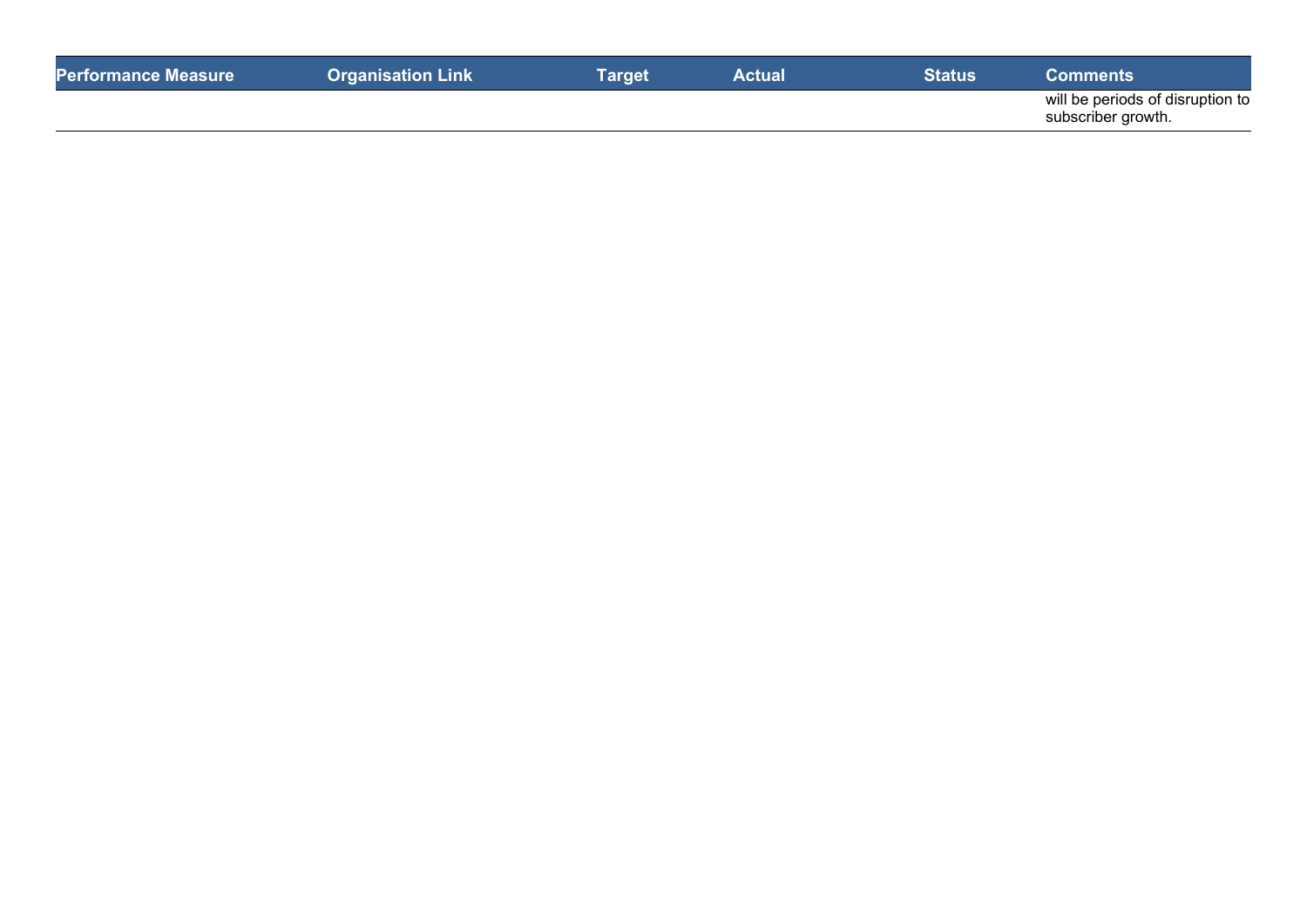| Performance Measure | Organisation Link | Target | Actual | Status | Comments |
|---|---|---|---|---|---|
| | | | | | will be periods of disruption to subscriber growth. |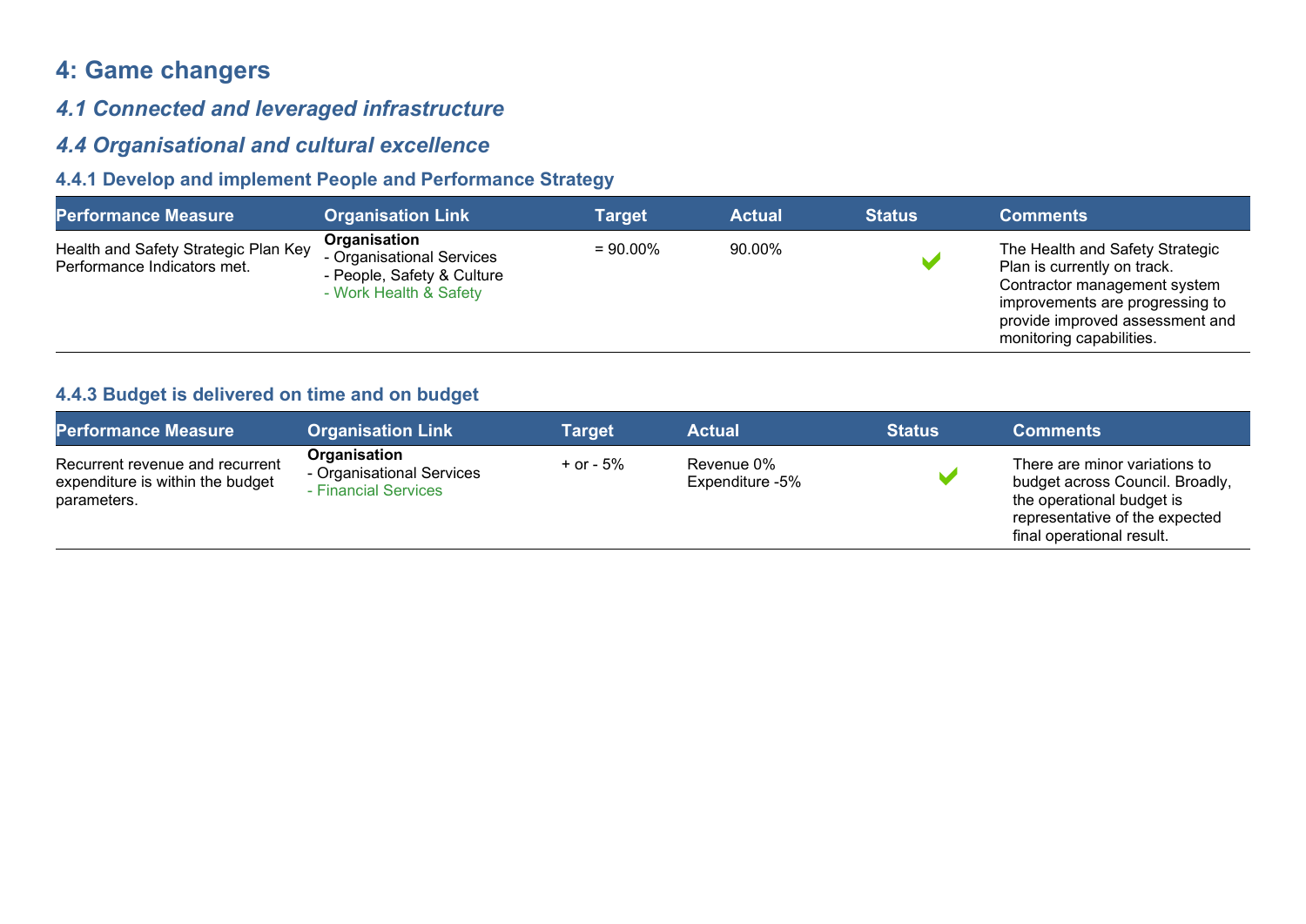# 4: Game changers

## *4.1 Connected and leveraged infrastructure*

## *4.4 Organisational and cultural excellence*

### 4.4.1 Develop and implement People and Performance Strategy

| Performance Measure | Organisation Link | Target | Actual | Status | Comments |
|---|---|---|---|---|---|
| Health and Safety Strategic Plan Key Performance Indicators met. | **Organisation**<br>- Organisational Services<br>- People, Safety & Culture<br>- Work Health & Safety | = 90.00% | 90.00% | ✔ | The Health and Safety Strategic Plan is currently on track. Contractor management system improvements are progressing to provide improved assessment and monitoring capabilities. |

### 4.4.3 Budget is delivered on time and on budget

| Performance Measure | Organisation Link | Target | Actual | Status | Comments |
|---|---|---|---|---|---|
| Recurrent revenue and recurrent expenditure is within the budget parameters. | **Organisation**<br>- Organisational Services<br>- Financial Services | + or - 5% | Revenue 0%<br>Expenditure -5% | ✔ | There are minor variations to budget across Council. Broadly, the operational budget is representative of the expected final operational result. |